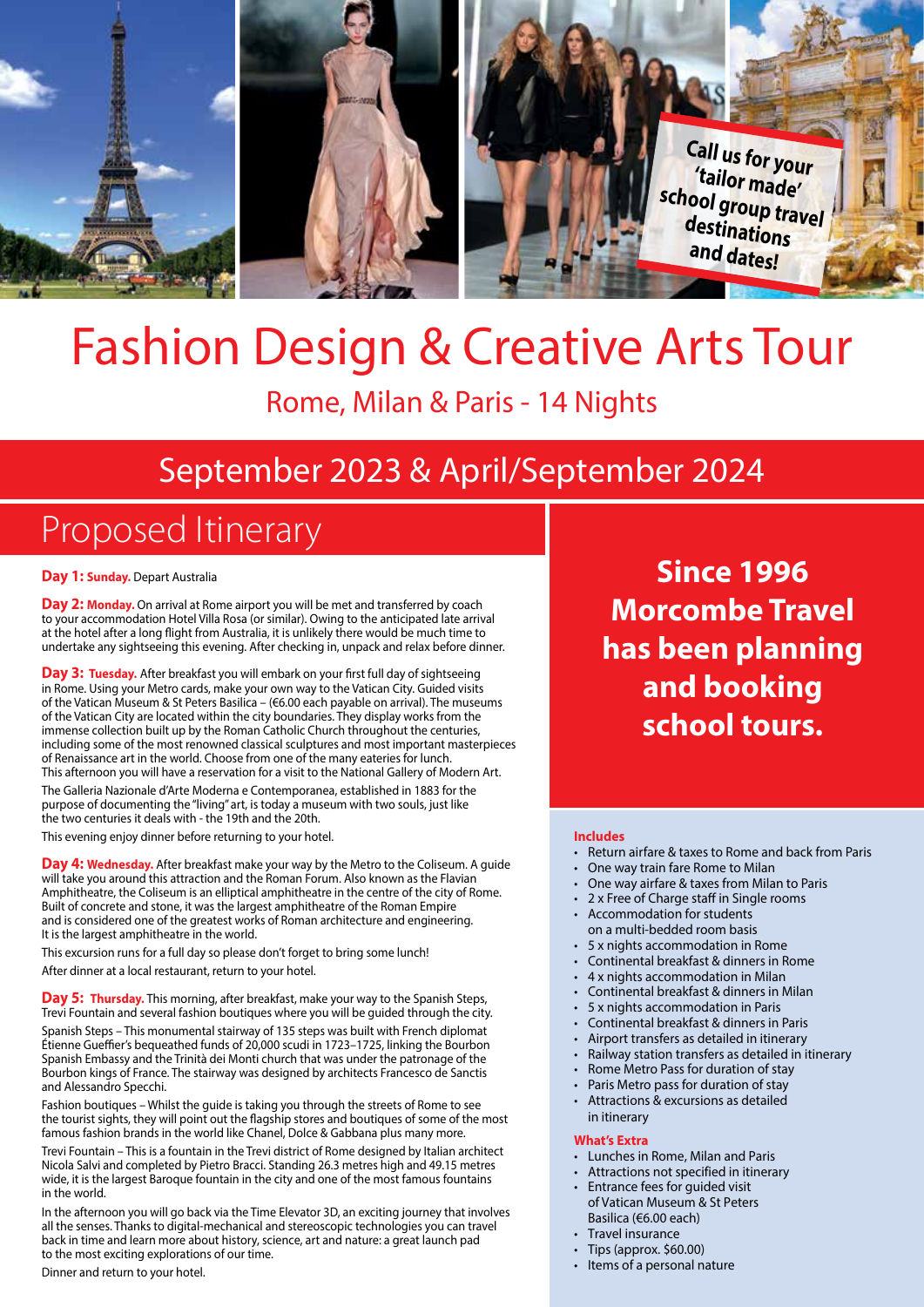Call us for your 'tailor made' school group travel destinations and dates!

# Fashion Design & Creative Arts Tour

## Rome, Milan & Paris - 14 Nights

## September 2023 & April/September 2024

## Proposed Itinerary

**Day 1: Sunday.** Depart Australia

**Day 2: Monday.** On arrival at Rome airport you will be met and transferred by coach to your accommodation Hotel Villa Rosa (or similar). Owing to the anticipated late arrival at the hotel after a long flight from Australia, it is unlikely there would be much time to undertake any sightseeing this evening. After checking in, unpack and relax before dinner.

**Day 3: Tuesday.** After breakfast you will embark on your first full day of sightseeing in Rome. Using your Metro cards, make your own way to the Vatican City. Guided visits of the Vatican Museum & St Peters Basilica – (€6.00 each payable on arrival). The museums of the Vatican City are located within the city boundaries. They display works from the immense collection built up by the Roman Catholic Church throughout the centuries, including some of the most renowned classical sculptures and most important masterpieces of Renaissance art in the world. Choose from one of the many eateries for lunch. This afternoon you will have a reservation for a visit to the National Gallery of Modern Art.

The Galleria Nazionale d'Arte Moderna e Contemporanea, established in 1883 for the purpose of documenting the "living" art, is today a museum with two souls, just like the two centuries it deals with - the 19th and the 20th.

This evening enjoy dinner before returning to your hotel.

**Day 4: Wednesday.** After breakfast make your way by the Metro to the Coliseum. A guide will take you around this attraction and the Roman Forum. Also known as the Flavian Amphitheatre, the Coliseum is an elliptical amphitheatre in the centre of the city of Rome. Built of concrete and stone, it was the largest amphitheatre of the Roman Empire and is considered one of the greatest works of Roman architecture and engineering. It is the largest amphitheatre in the world.

This excursion runs for a full day so please don't forget to bring some lunch!

After dinner at a local restaurant, return to your hotel.

**Day 5: Thursday.** This morning, after breakfast, make your way to the Spanish Steps, Trevi Fountain and several fashion boutiques where you will be guided through the city.

Spanish Steps – This monumental stairway of 135 steps was built with French diplomat Étienne Gueffier's bequeathed funds of 20,000 scudi in 1723–1725, linking the Bourbon Spanish Embassy and the Trinità dei Monti church that was under the patronage of the Bourbon kings of France. The stairway was designed by architects Francesco de Sanctis and Alessandro Specchi.

Fashion boutiques – Whilst the guide is taking you through the streets of Rome to see the tourist sights, they will point out the flagship stores and boutiques of some of the most famous fashion brands in the world like Chanel, Dolce & Gabbana plus many more.

Trevi Fountain – This is a fountain in the Trevi district of Rome designed by Italian architect Nicola Salvi and completed by Pietro Bracci. Standing 26.3 metres high and 49.15 metres wide, it is the largest Baroque fountain in the city and one of the most famous fountains in the world.

In the afternoon you will go back via the Time Elevator 3D, an exciting journey that involves all the senses. Thanks to digital-mechanical and stereoscopic technologies you can travel back in time and learn more about history, science, art and nature: a great launch pad to the most exciting explorations of our time.

Dinner and return to your hotel.

**Since 1996 Morcombe Travel has been planning and booking school tours.**

### Includes

- Return airfare & taxes to Rome and back from Paris
- One way train fare Rome to Milan
- One way airfare & taxes from Milan to Paris
- 2 x Free of Charge staff in Single rooms
- Accommodation for students on a multi-bedded room basis
- 5 x nights accommodation in Rome
- Continental breakfast & dinners in Rome
- 4 x nights accommodation in Milan
- Continental breakfast & dinners in Milan
- 5 x nights accommodation in Paris
- Continental breakfast & dinners in Paris
- Airport transfers as detailed in itinerary
- Railway station transfers as detailed in itinerary
- Rome Metro Pass for duration of stay
- Paris Metro pass for duration of stay
- Attractions & excursions as detailed in itinerary

### What's Extra

- Lunches in Rome, Milan and Paris
- Attractions not specified in itinerary
- Entrance fees for guided visit of Vatican Museum & St Peters Basilica (€6.00 each)
- Travel insurance
- Tips (approx. $60.00)
- Items of a personal nature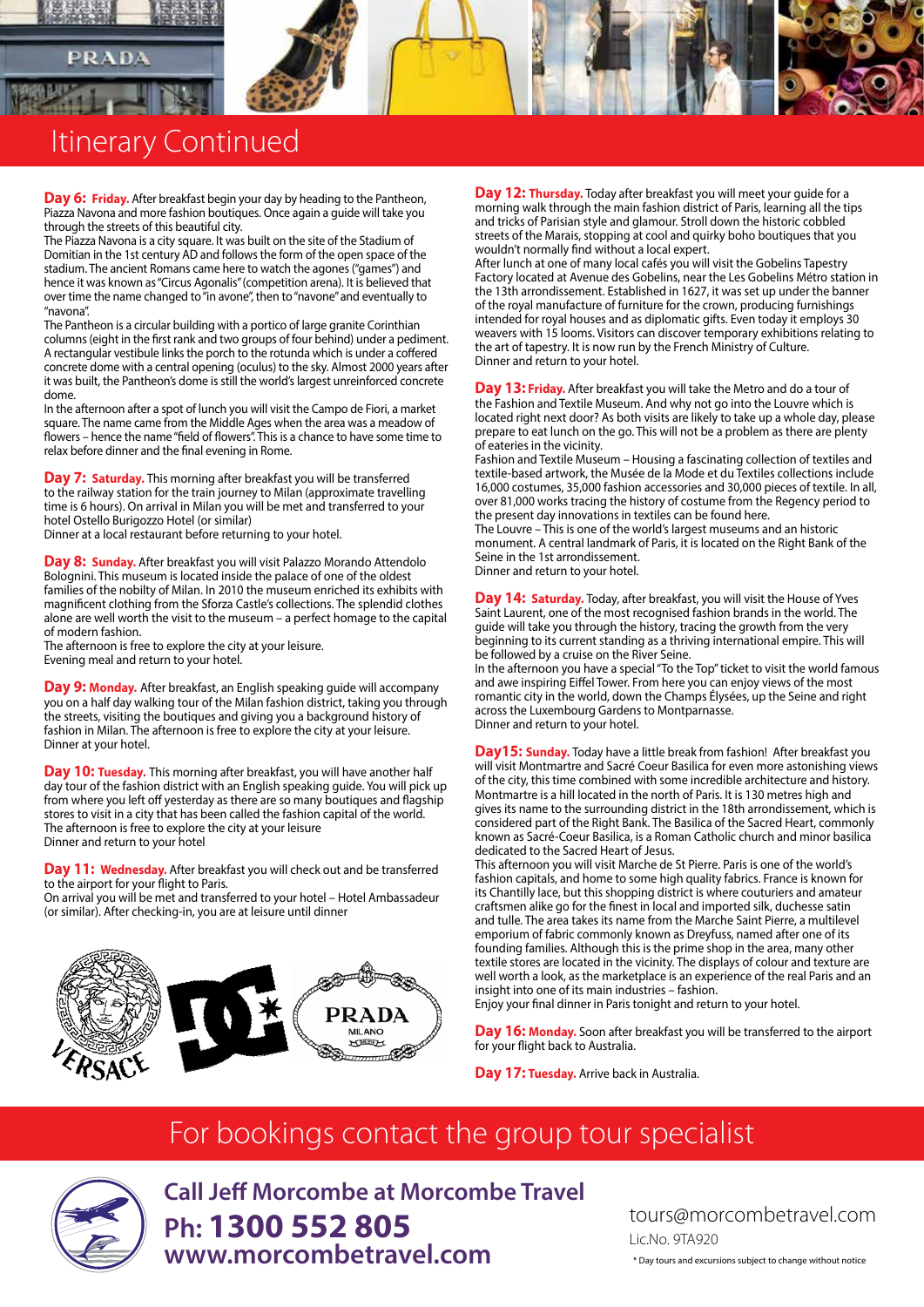# Itinerary Continued

**Day 6: Friday.** After breakfast begin your day by heading to the Pantheon, Piazza Navona and more fashion boutiques. Once again a guide will take you through the streets of this beautiful city.
The Piazza Navona is a city square. It was built on the site of the Stadium of Domitian in the 1st century AD and follows the form of the open space of the stadium. The ancient Romans came here to watch the agones ("games") and hence it was known as "Circus Agonalis" (competition arena). It is believed that over time the name changed to "in avone", then to "navone" and eventually to "navona".
The Pantheon is a circular building with a portico of large granite Corinthian columns (eight in the first rank and two groups of four behind) under a pediment. A rectangular vestibule links the porch to the rotunda which is under a coffered concrete dome with a central opening (oculus) to the sky. Almost 2000 years after it was built, the Pantheon's dome is still the world's largest unreinforced concrete dome.
In the afternoon after a spot of lunch you will visit the Campo de Fiori, a market square. The name came from the Middle Ages when the area was a meadow of flowers – hence the name "field of flowers". This is a chance to have some time to relax before dinner and the final evening in Rome.

**Day 7: Saturday.** This morning after breakfast you will be transferred to the railway station for the train journey to Milan (approximate travelling time is 6 hours). On arrival in Milan you will be met and transferred to your hotel Ostello Burigozzo Hotel (or similar)
Dinner at a local restaurant before returning to your hotel.

**Day 8: Sunday.** After breakfast you will visit Palazzo Morando Attendolo Bolognini. This museum is located inside the palace of one of the oldest families of the nobilty of Milan. In 2010 the museum enriched its exhibits with magnificent clothing from the Sforza Castle's collections. The splendid clothes alone are well worth the visit to the museum – a perfect homage to the capital of modern fashion.
The afternoon is free to explore the city at your leisure.
Evening meal and return to your hotel.

**Day 9: Monday.** After breakfast, an English speaking guide will accompany you on a half day walking tour of the Milan fashion district, taking you through the streets, visiting the boutiques and giving you a background history of fashion in Milan. The afternoon is free to explore the city at your leisure.
Dinner at your hotel.

**Day 10: Tuesday.** This morning after breakfast, you will have another half day tour of the fashion district with an English speaking guide. You will pick up from where you left off yesterday as there are so many boutiques and flagship stores to visit in a city that has been called the fashion capital of the world.
The afternoon is free to explore the city at your leisure
Dinner and return to your hotel

**Day 11: Wednesday.** After breakfast you will check out and be transferred to the airport for your flight to Paris.
On arrival you will be met and transferred to your hotel – Hotel Ambassadeur (or similar). After checking-in, you are at leisure until dinner

**Day 12: Thursday.** Today after breakfast you will meet your guide for a morning walk through the main fashion district of Paris, learning all the tips and tricks of Parisian style and glamour. Stroll down the historic cobbled streets of the Marais, stopping at cool and quirky boho boutiques that you wouldn't normally find without a local expert.
After lunch at one of many local cafés you will visit the Gobelins Tapestry Factory located at Avenue des Gobelins, near the Les Gobelins Métro station in the 13th arrondissement. Established in 1627, it was set up under the banner of the royal manufacture of furniture for the crown, producing furnishings intended for royal houses and as diplomatic gifts. Even today it employs 30 weavers with 15 looms. Visitors can discover temporary exhibitions relating to the art of tapestry. It is now run by the French Ministry of Culture.
Dinner and return to your hotel.

**Day 13: Friday.** After breakfast you will take the Metro and do a tour of the Fashion and Textile Museum. And why not go into the Louvre which is located right next door? As both visits are likely to take up a whole day, please prepare to eat lunch on the go. This will not be a problem as there are plenty of eateries in the vicinity.
Fashion and Textile Museum – Housing a fascinating collection of textiles and textile-based artwork, the Musée de la Mode et du Textiles collections include 16,000 costumes, 35,000 fashion accessories and 30,000 pieces of textile. In all, over 81,000 works tracing the history of costume from the Regency period to the present day innovations in textiles can be found here.
The Louvre – This is one of the world's largest museums and an historic monument. A central landmark of Paris, it is located on the Right Bank of the Seine in the 1st arrondissement.
Dinner and return to your hotel.

**Day 14: Saturday.** Today, after breakfast, you will visit the House of Yves Saint Laurent, one of the most recognised fashion brands in the world. The guide will take you through the history, tracing the growth from the very beginning to its current standing as a thriving international empire. This will be followed by a cruise on the River Seine.
In the afternoon you have a special "To the Top" ticket to visit the world famous and awe inspiring Eiffel Tower. From here you can enjoy views of the most romantic city in the world, down the Champs Élysées, up the Seine and right across the Luxembourg Gardens to Montparnasse.
Dinner and return to your hotel.

**Day15: Sunday.** Today have a little break from fashion! After breakfast you will visit Montmartre and Sacré Coeur Basilica for even more astonishing views of the city, this time combined with some incredible architecture and history.
Montmartre is a hill located in the north of Paris. It is 130 metres high and gives its name to the surrounding district in the 18th arrondissement, which is considered part of the Right Bank. The Basilica of the Sacred Heart, commonly known as Sacré-Coeur Basilica, is a Roman Catholic church and minor basilica dedicated to the Sacred Heart of Jesus.
This afternoon you will visit Marche de St Pierre. Paris is one of the world's fashion capitals, and home to some high quality fabrics. France is known for its Chantilly lace, but this shopping district is where couturiers and amateur craftsmen alike go for the finest in local and imported silk, duchesse satin and tulle. The area takes its name from the Marche Saint Pierre, a multilevel emporium of fabric commonly known as Dreyfuss, named after one of its founding families. Although this is the prime shop in the area, many other textile stores are located in the vicinity. The displays of colour and texture are well worth a look, as the marketplace is an experience of the real Paris and an insight into one of its main industries – fashion.
Enjoy your final dinner in Paris tonight and return to your hotel.

**Day 16: Monday.** Soon after breakfast you will be transferred to the airport for your flight back to Australia.

**Day 17: Tuesday.** Arrive back in Australia.

## For bookings contact the group tour specialist

**Call Jeff Morcombe at Morcombe Travel**
**Ph: 1300 552 805**
**www.morcombetravel.com**

tours@morcombetravel.com
Lic.No. 9TA920

\* Day tours and excursions subject to change without notice